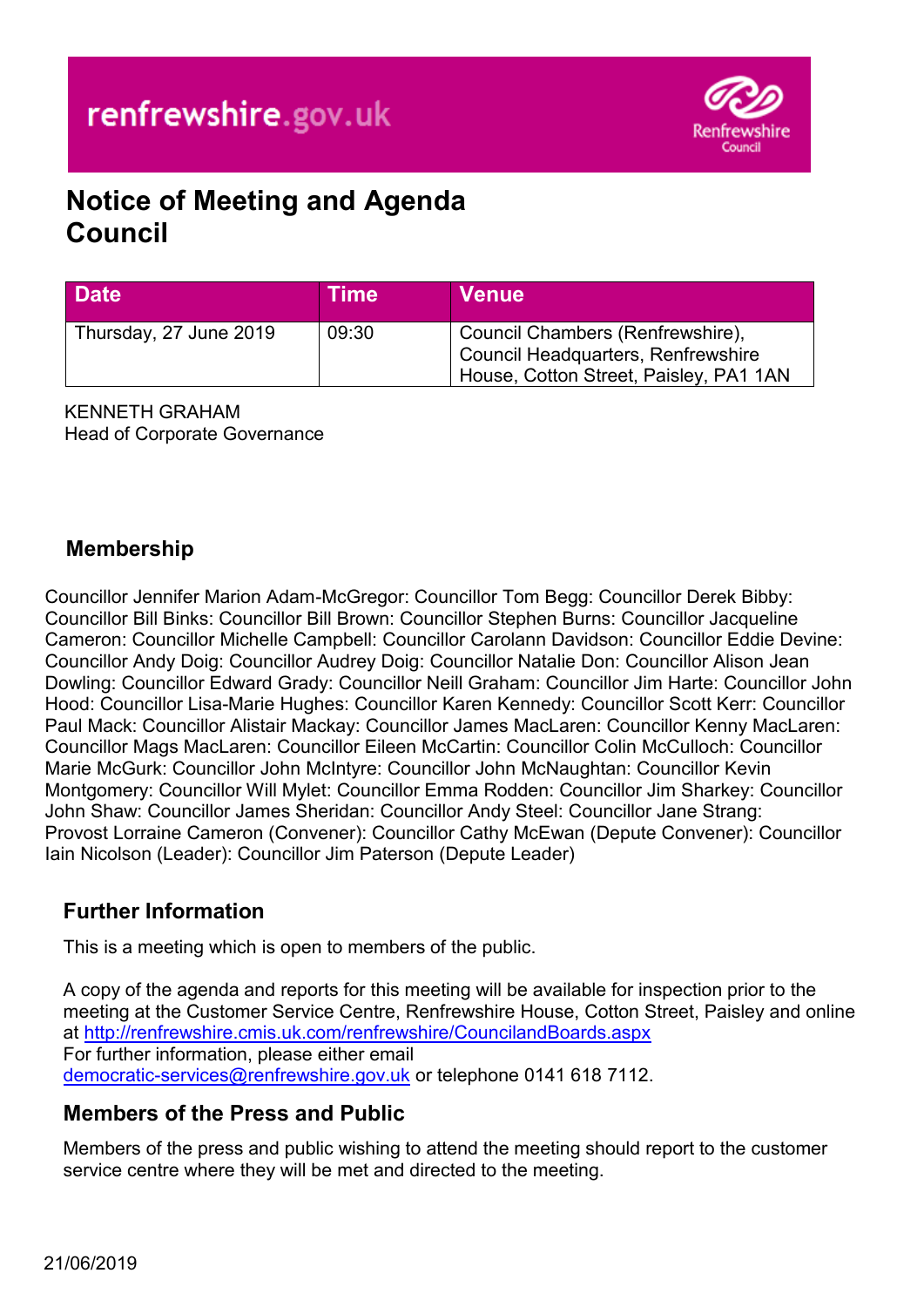renfrewshire.gov.uk

# Notice of Meeting and Agenda
# Council

| Date | Time | Venue |
|---|---|---|
| Thursday, 27 June 2019 | 09:30 | Council Chambers (Renfrewshire), Council Headquarters, Renfrewshire House, Cotton Street, Paisley, PA1 1AN |

KENNETH GRAHAM
Head of Corporate Governance

## Membership

Councillor Jennifer Marion Adam-McGregor: Councillor Tom Begg: Councillor Derek Bibby: Councillor Bill Binks: Councillor Bill Brown: Councillor Stephen Burns: Councillor Jacqueline Cameron: Councillor Michelle Campbell: Councillor Carolann Davidson: Councillor Eddie Devine: Councillor Andy Doig: Councillor Audrey Doig: Councillor Natalie Don: Councillor Alison Jean Dowling: Councillor Edward Grady: Councillor Neill Graham: Councillor Jim Harte: Councillor John Hood: Councillor Lisa-Marie Hughes: Councillor Karen Kennedy: Councillor Scott Kerr: Councillor Paul Mack: Councillor Alistair Mackay: Councillor James MacLaren: Councillor Kenny MacLaren: Councillor Mags MacLaren: Councillor Eileen McCartin: Councillor Colin McCulloch: Councillor Marie McGurk: Councillor John McIntyre: Councillor John McNaughtan: Councillor Kevin Montgomery: Councillor Will Mylet: Councillor Emma Rodden: Councillor Jim Sharkey: Councillor John Shaw: Councillor James Sheridan: Councillor Andy Steel: Councillor Jane Strang: Provost Lorraine Cameron (Convener): Councillor Cathy McEwan (Depute Convener): Councillor Iain Nicolson (Leader): Councillor Jim Paterson (Depute Leader)

## Further Information

This is a meeting which is open to members of the public.

A copy of the agenda and reports for this meeting will be available for inspection prior to the meeting at the Customer Service Centre, Renfrewshire House, Cotton Street, Paisley and online at http://renfrewshire.cmis.uk.com/renfrewshire/CouncilandBoards.aspx
For further information, please either email democratic-services@renfrewshire.gov.uk or telephone 0141 618 7112.

## Members of the Press and Public

Members of the press and public wishing to attend the meeting should report to the customer service centre where they will be met and directed to the meeting.

21/06/2019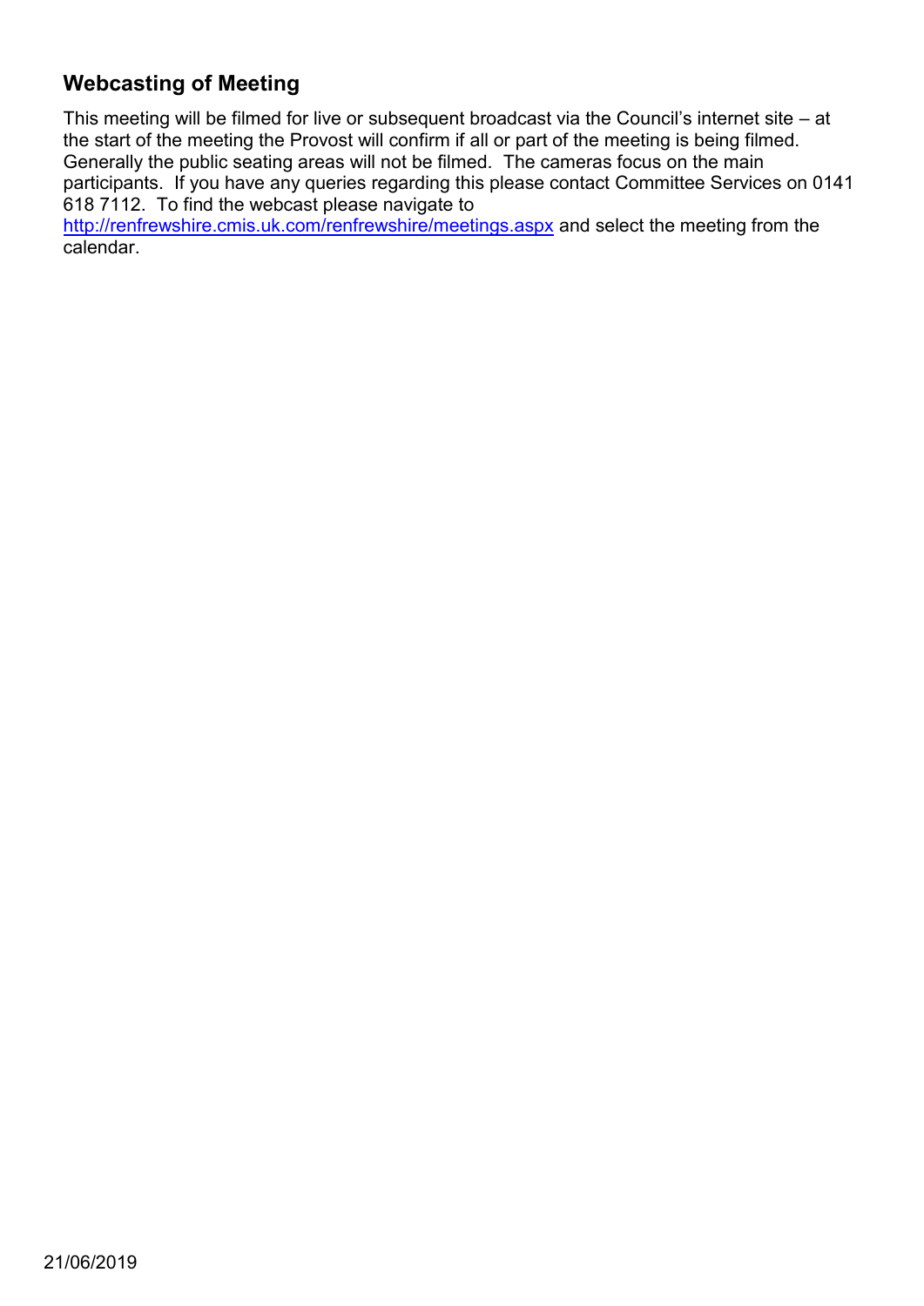## Webcasting of Meeting

This meeting will be filmed for live or subsequent broadcast via the Council's internet site – at the start of the meeting the Provost will confirm if all or part of the meeting is being filmed. Generally the public seating areas will not be filmed. The cameras focus on the main participants. If you have any queries regarding this please contact Committee Services on 0141 618 7112. To find the webcast please navigate to [http://renfrewshire.cmis.uk.com/renfrewshire/meetings.aspx](http://renfrewshire.cmis.uk.com/renfrewshire/meetings.aspx) and select the meeting from the calendar.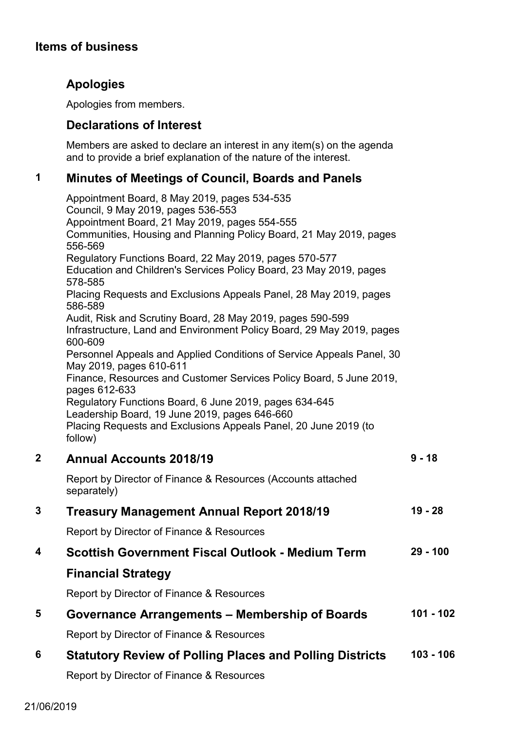## Items of business

### Apologies

Apologies from members.

### Declarations of Interest

Members are asked to declare an interest in any item(s) on the agenda and to provide a brief explanation of the nature of the interest.

### 1 Minutes of Meetings of Council, Boards and Panels

Appointment Board, 8 May 2019, pages 534-535
Council, 9 May 2019, pages 536-553
Appointment Board, 21 May 2019, pages 554-555
Communities, Housing and Planning Policy Board, 21 May 2019, pages 556-569
Regulatory Functions Board, 22 May 2019, pages 570-577
Education and Children's Services Policy Board, 23 May 2019, pages 578-585
Placing Requests and Exclusions Appeals Panel, 28 May 2019, pages 586-589
Audit, Risk and Scrutiny Board, 28 May 2019, pages 590-599
Infrastructure, Land and Environment Policy Board, 29 May 2019, pages 600-609
Personnel Appeals and Applied Conditions of Service Appeals Panel, 30 May 2019, pages 610-611
Finance, Resources and Customer Services Policy Board, 5 June 2019, pages 612-633
Regulatory Functions Board, 6 June 2019, pages 634-645
Leadership Board, 19 June 2019, pages 646-660
Placing Requests and Exclusions Appeals Panel, 20 June 2019 (to follow)

### 2 Annual Accounts 2018/19 — 9 - 18

Report by Director of Finance & Resources (Accounts attached separately)

### 3 Treasury Management Annual Report 2018/19 — 19 - 28

Report by Director of Finance & Resources

### 4 Scottish Government Fiscal Outlook - Medium Term Financial Strategy — 29 - 100

Report by Director of Finance & Resources

### 5 Governance Arrangements – Membership of Boards — 101 - 102

Report by Director of Finance & Resources

### 6 Statutory Review of Polling Places and Polling Districts — 103 - 106

Report by Director of Finance & Resources

21/06/2019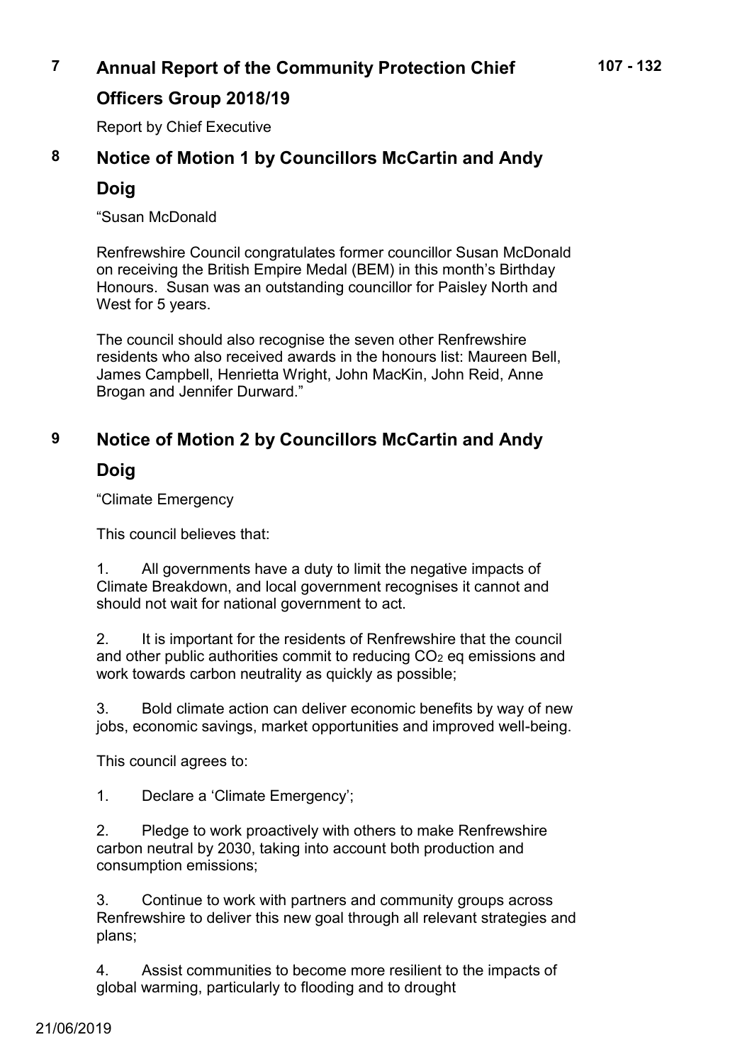## 7 Annual Report of the Community Protection Chief Officers Group 2018/19

**107 - 132**

Report by Chief Executive

## 8 Notice of Motion 1 by Councillors McCartin and Andy Doig

"Susan McDonald

Renfrewshire Council congratulates former councillor Susan McDonald on receiving the British Empire Medal (BEM) in this month's Birthday Honours. Susan was an outstanding councillor for Paisley North and West for 5 years.

The council should also recognise the seven other Renfrewshire residents who also received awards in the honours list: Maureen Bell, James Campbell, Henrietta Wright, John MacKin, John Reid, Anne Brogan and Jennifer Durward."

## 9 Notice of Motion 2 by Councillors McCartin and Andy Doig

"Climate Emergency

This council believes that:

1. All governments have a duty to limit the negative impacts of Climate Breakdown, and local government recognises it cannot and should not wait for national government to act.

2. It is important for the residents of Renfrewshire that the council and other public authorities commit to reducing $CO_2$ eq emissions and work towards carbon neutrality as quickly as possible;

3. Bold climate action can deliver economic benefits by way of new jobs, economic savings, market opportunities and improved well-being.

This council agrees to:

1. Declare a 'Climate Emergency';

2. Pledge to work proactively with others to make Renfrewshire carbon neutral by 2030, taking into account both production and consumption emissions;

3. Continue to work with partners and community groups across Renfrewshire to deliver this new goal through all relevant strategies and plans;

4. Assist communities to become more resilient to the impacts of global warming, particularly to flooding and to drought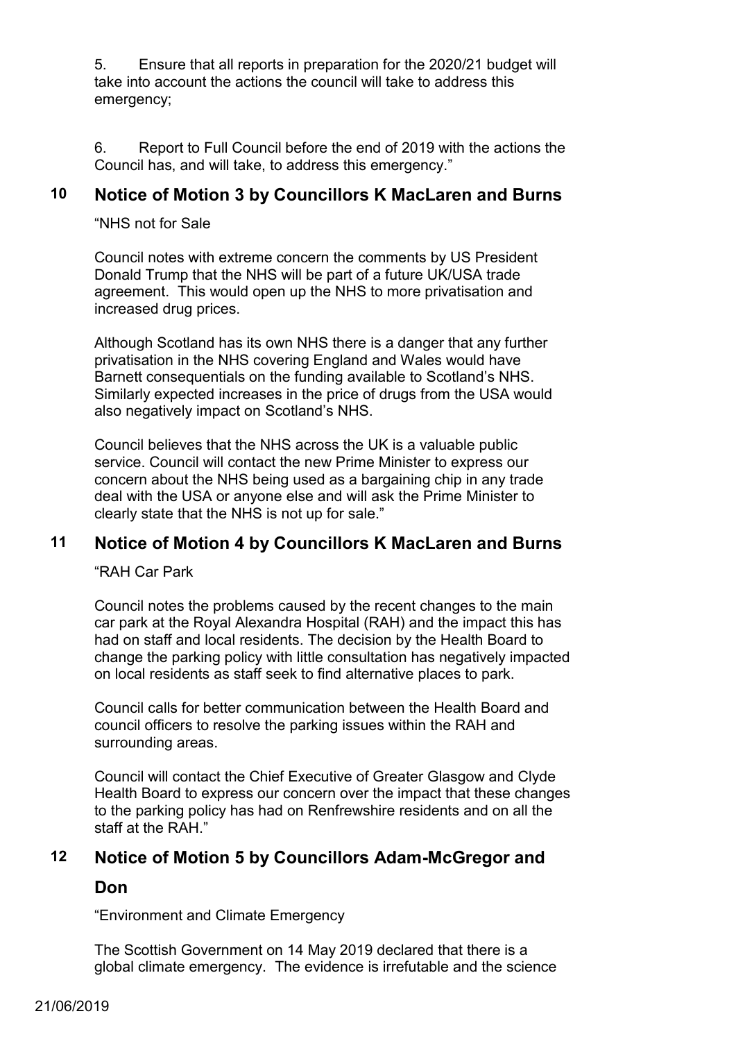5. Ensure that all reports in preparation for the 2020/21 budget will take into account the actions the council will take to address this emergency;

6. Report to Full Council before the end of 2019 with the actions the Council has, and will take, to address this emergency."

## 10 Notice of Motion 3 by Councillors K MacLaren and Burns

"NHS not for Sale

Council notes with extreme concern the comments by US President Donald Trump that the NHS will be part of a future UK/USA trade agreement. This would open up the NHS to more privatisation and increased drug prices.

Although Scotland has its own NHS there is a danger that any further privatisation in the NHS covering England and Wales would have Barnett consequentials on the funding available to Scotland's NHS. Similarly expected increases in the price of drugs from the USA would also negatively impact on Scotland's NHS.

Council believes that the NHS across the UK is a valuable public service. Council will contact the new Prime Minister to express our concern about the NHS being used as a bargaining chip in any trade deal with the USA or anyone else and will ask the Prime Minister to clearly state that the NHS is not up for sale."

## 11 Notice of Motion 4 by Councillors K MacLaren and Burns

"RAH Car Park

Council notes the problems caused by the recent changes to the main car park at the Royal Alexandra Hospital (RAH) and the impact this has had on staff and local residents. The decision by the Health Board to change the parking policy with little consultation has negatively impacted on local residents as staff seek to find alternative places to park.

Council calls for better communication between the Health Board and council officers to resolve the parking issues within the RAH and surrounding areas.

Council will contact the Chief Executive of Greater Glasgow and Clyde Health Board to express our concern over the impact that these changes to the parking policy has had on Renfrewshire residents and on all the staff at the RAH."

## 12 Notice of Motion 5 by Councillors Adam-McGregor and Don

"Environment and Climate Emergency

The Scottish Government on 14 May 2019 declared that there is a global climate emergency. The evidence is irrefutable and the science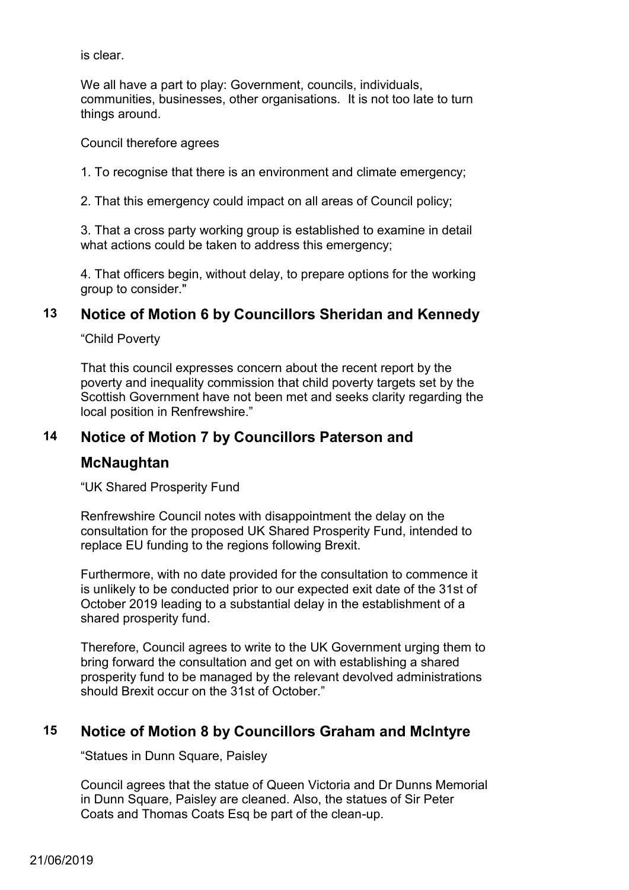is clear.

We all have a part to play: Government, councils, individuals, communities, businesses, other organisations. It is not too late to turn things around.

Council therefore agrees

1. To recognise that there is an environment and climate emergency;

2. That this emergency could impact on all areas of Council policy;

3. That a cross party working group is established to examine in detail what actions could be taken to address this emergency;

4. That officers begin, without delay, to prepare options for the working group to consider."

## 13 Notice of Motion 6 by Councillors Sheridan and Kennedy

"Child Poverty

That this council expresses concern about the recent report by the poverty and inequality commission that child poverty targets set by the Scottish Government have not been met and seeks clarity regarding the local position in Renfrewshire."

## 14 Notice of Motion 7 by Councillors Paterson and McNaughtan

"UK Shared Prosperity Fund

Renfrewshire Council notes with disappointment the delay on the consultation for the proposed UK Shared Prosperity Fund, intended to replace EU funding to the regions following Brexit.

Furthermore, with no date provided for the consultation to commence it is unlikely to be conducted prior to our expected exit date of the 31st of October 2019 leading to a substantial delay in the establishment of a shared prosperity fund.

Therefore, Council agrees to write to the UK Government urging them to bring forward the consultation and get on with establishing a shared prosperity fund to be managed by the relevant devolved administrations should Brexit occur on the 31st of October."

## 15 Notice of Motion 8 by Councillors Graham and McIntyre

"Statues in Dunn Square, Paisley

Council agrees that the statue of Queen Victoria and Dr Dunns Memorial in Dunn Square, Paisley are cleaned. Also, the statues of Sir Peter Coats and Thomas Coats Esq be part of the clean-up.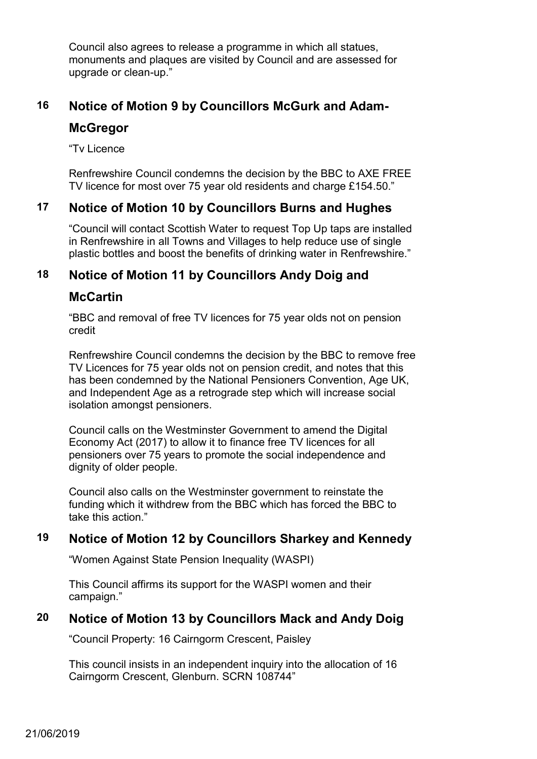Council also agrees to release a programme in which all statues, monuments and plaques are visited by Council and are assessed for upgrade or clean-up."

## 16 Notice of Motion 9 by Councillors McGurk and Adam-McGregor

"Tv Licence

Renfrewshire Council condemns the decision by the BBC to AXE FREE TV licence for most over 75 year old residents and charge £154.50."

## 17 Notice of Motion 10 by Councillors Burns and Hughes

"Council will contact Scottish Water to request Top Up taps are installed in Renfrewshire in all Towns and Villages to help reduce use of single plastic bottles and boost the benefits of drinking water in Renfrewshire."

## 18 Notice of Motion 11 by Councillors Andy Doig and McCartin

"BBC and removal of free TV licences for 75 year olds not on pension credit

Renfrewshire Council condemns the decision by the BBC to remove free TV Licences for 75 year olds not on pension credit, and notes that this has been condemned by the National Pensioners Convention, Age UK, and Independent Age as a retrograde step which will increase social isolation amongst pensioners.

Council calls on the Westminster Government to amend the Digital Economy Act (2017) to allow it to finance free TV licences for all pensioners over 75 years to promote the social independence and dignity of older people.

Council also calls on the Westminster government to reinstate the funding which it withdrew from the BBC which has forced the BBC to take this action."

## 19 Notice of Motion 12 by Councillors Sharkey and Kennedy

"Women Against State Pension Inequality (WASPI)

This Council affirms its support for the WASPI women and their campaign."

## 20 Notice of Motion 13 by Councillors Mack and Andy Doig

"Council Property: 16 Cairngorm Crescent, Paisley

This council insists in an independent inquiry into the allocation of 16 Cairngorm Crescent, Glenburn. SCRN 108744"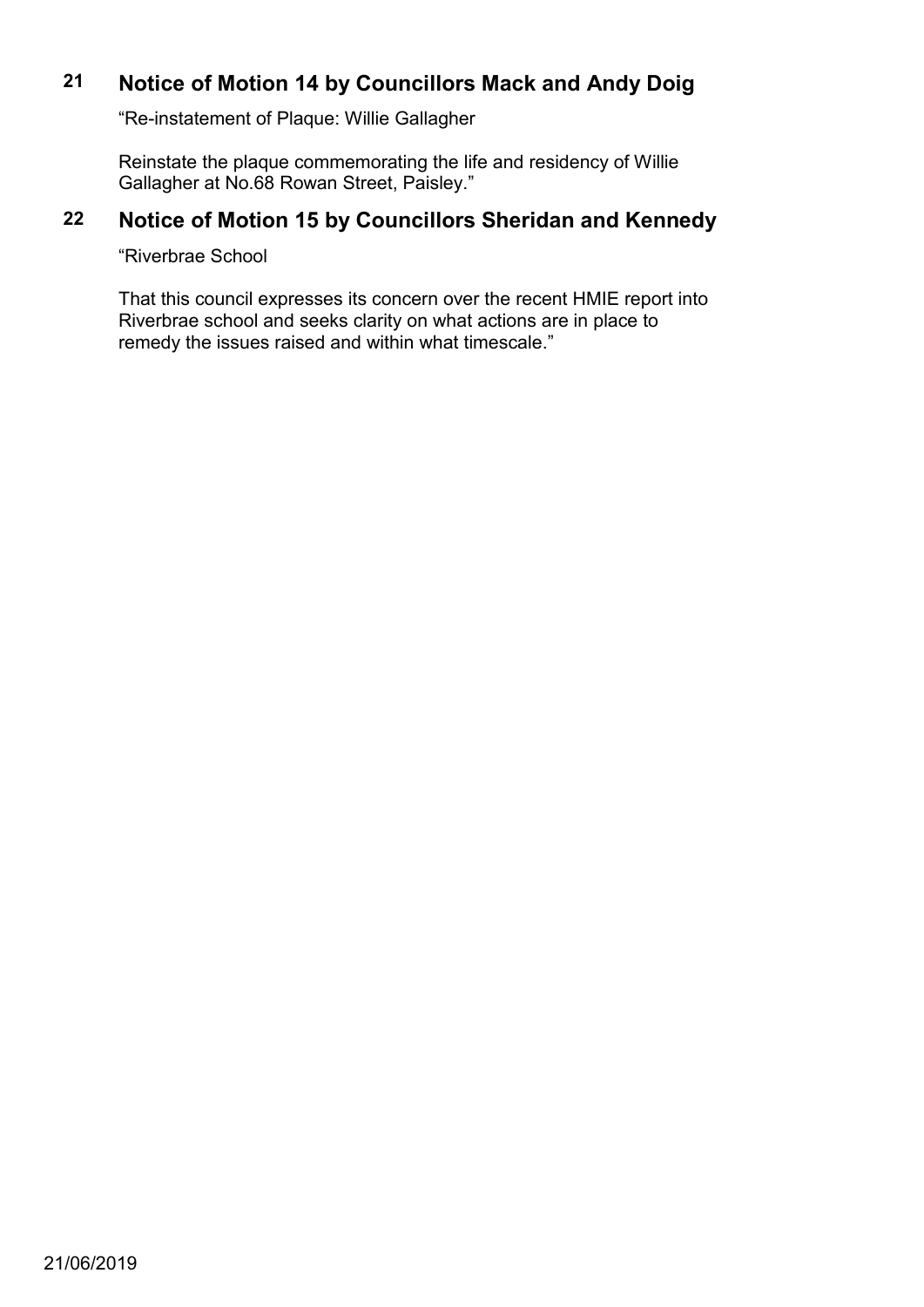## 21 Notice of Motion 14 by Councillors Mack and Andy Doig

"Re-instatement of Plaque: Willie Gallagher

Reinstate the plaque commemorating the life and residency of Willie Gallagher at No.68 Rowan Street, Paisley."

## 22 Notice of Motion 15 by Councillors Sheridan and Kennedy

"Riverbrae School

That this council expresses its concern over the recent HMIE report into Riverbrae school and seeks clarity on what actions are in place to remedy the issues raised and within what timescale."

21/06/2019